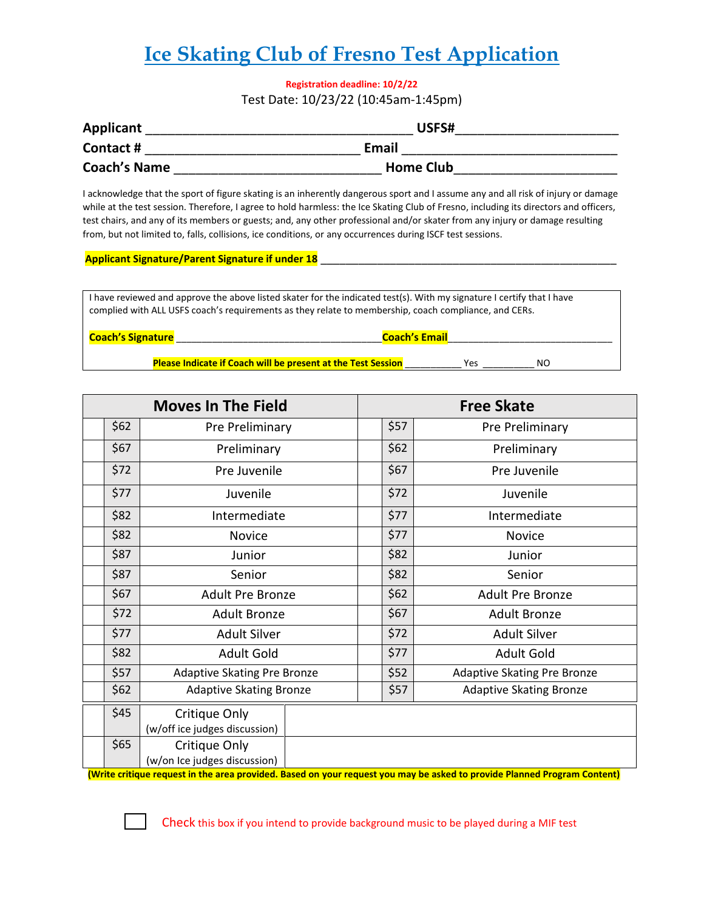# Ice Skating Club of Fresno Test Application

**Registration deadline: 10/2/22**

Test Date: 10/23/22 (10:45am-1:45pm)

**Applicant** ____________________________________ **USFS#**______________________

**Contact #** ______________________________ **Email** ______________________________

**Coach's Name** ____________________________ **Home Club**______________________

I acknowledge that the sport of figure skating is an inherently dangerous sport and I assume any and all risk of injury or damage while at the test session. Therefore, I agree to hold harmless: the Ice Skating Club of Fresno, including its directors and officers, test chairs, and any of its members or guests; and, any other professional and/or skater from any injury or damage resulting from, but not limited to, falls, collisions, ice conditions, or any occurrences during ISCF test sessions.

**Applicant Signature/Parent Signature if under 18** _____________________________________________

I have reviewed and approve the above listed skater for the indicated test(s). With my signature I certify that I have complied with ALL USFS coach's requirements as they relate to membership, coach compliance, and CERs.

**Coach's Signature** ___________________________________**Coach's Email**____________________________

**Please Indicate if Coach will be present at the Test Session** __________ Yes __________ NO

| Moves In The Field | | | Free Skate | | |
|---|---|---|---|---|---|
| | $62 | Pre Preliminary | | $57 | Pre Preliminary |
| | $67 | Preliminary | | $62 | Preliminary |
| | $72 | Pre Juvenile | | $67 | Pre Juvenile |
| | $77 | Juvenile | | $72 | Juvenile |
| | $82 | Intermediate | | $77 | Intermediate |
| | $82 | Novice | | $77 | Novice |
| | $87 | Junior | | $82 | Junior |
| | $87 | Senior | | $82 | Senior |
| | $67 | Adult Pre Bronze | | $62 | Adult Pre Bronze |
| | $72 | Adult Bronze | | $67 | Adult Bronze |
| | $77 | Adult Silver | | $72 | Adult Silver |
| | $82 | Adult Gold | | $77 | Adult Gold |
| | $57 | Adaptive Skating Pre Bronze | | $52 | Adaptive Skating Pre Bronze |
| | $62 | Adaptive Skating Bronze | | $57 | Adaptive Skating Bronze |

| | | | |
|---|---|---|---|
| | $45 | Critique Only (w/off ice judges discussion) | |
| | $65 | Critique Only (w/on Ice judges discussion) | |

**(Write critique request in the area provided. Based on your request you may be asked to provide Planned Program Content)**

☐ Check this box if you intend to provide background music to be played during a MIF test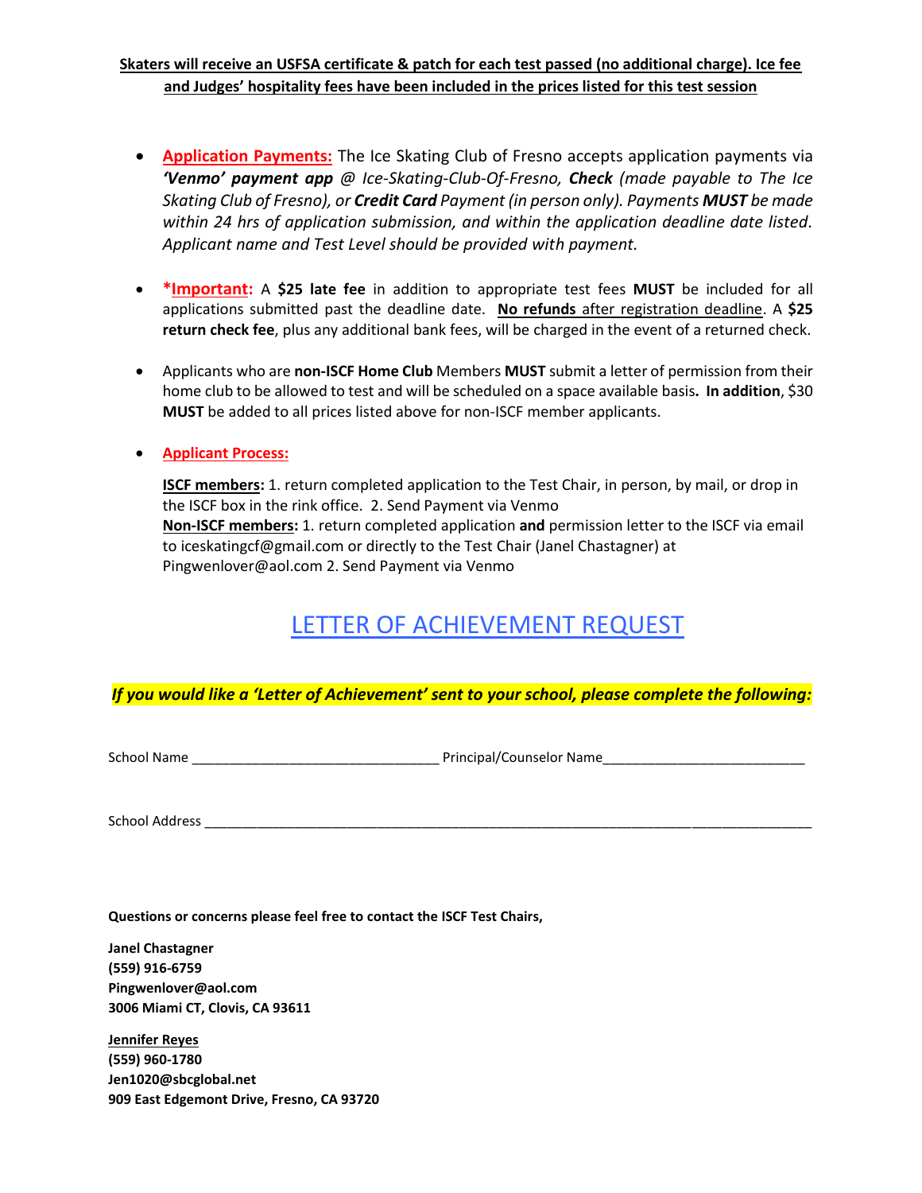**Skaters will receive an USFSA certificate & patch for each test passed (no additional charge). Ice fee and Judges' hospitality fees have been included in the prices listed for this test session**

- **Application Payments:** The Ice Skating Club of Fresno accepts application payments via ***'Venmo' payment app*** *@ Ice-Skating-Club-Of-Fresno,* ***Check*** *(made payable to The Ice Skating Club of Fresno), or* ***Credit Card*** *Payment (in person only). Payments* ***MUST*** *be made within 24 hrs of application submission, and within the application deadline date listed. Applicant name and Test Level should be provided with payment.*

- ***Important:** A **$25 late fee** in addition to appropriate test fees **MUST** be included for all applications submitted past the deadline date. **No refunds** after registration deadline. A **$25 return check fee**, plus any additional bank fees, will be charged in the event of a returned check.

- Applicants who are **non-ISCF Home Club** Members **MUST** submit a letter of permission from their home club to be allowed to test and will be scheduled on a space available basis**. In addition**, $30 **MUST** be added to all prices listed above for non-ISCF member applicants.

- **Applicant Process:**

  **ISCF members:** 1. return completed application to the Test Chair, in person, by mail, or drop in the ISCF box in the rink office. 2. Send Payment via Venmo
  **Non-ISCF members:** 1. return completed application **and** permission letter to the ISCF via email to iceskatingcf@gmail.com or directly to the Test Chair (Janel Chastagner) at Pingwenlover@aol.com 2. Send Payment via Venmo

# LETTER OF ACHIEVEMENT REQUEST

***If you would like a 'Letter of Achievement' sent to your school, please complete the following:***

School Name ________________________________ Principal/Counselor Name__________________________

School Address ________________________________________________________________________________

**Questions or concerns please feel free to contact the ISCF Test Chairs,**

**Janel Chastagner**
**(559) 916-6759**
**Pingwenlover@aol.com**
**3006 Miami CT, Clovis, CA 93611**

**Jennifer Reyes**
**(559) 960-1780**
**Jen1020@sbcglobal.net**
**909 East Edgemont Drive, Fresno, CA 93720**